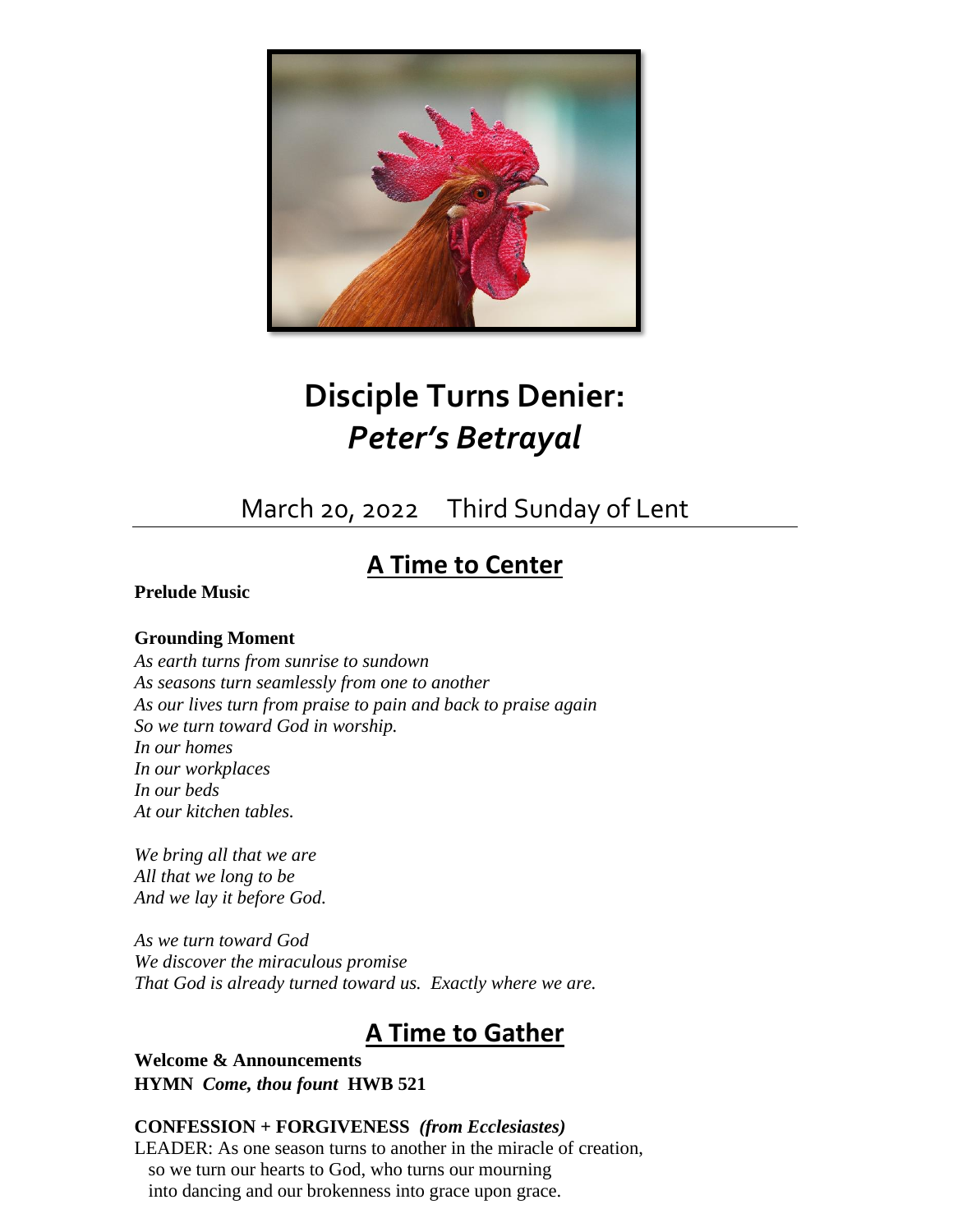# Disciple Turns Denier:
# *Peter's Betrayal*

March 20, 2022    Third Sunday of Lent

## A Time to Center

**Prelude Music**

**Grounding Moment**

*As earth turns from sunrise to sundown*
*As seasons turn seamlessly from one to another*
*As our lives turn from praise to pain and back to praise again*
*So we turn toward God in worship.*
*In our homes*
*In our workplaces*
*In our beds*
*At our kitchen tables.*

*We bring all that we are*
*All that we long to be*
*And we lay it before God.*

*As we turn toward God*
*We discover the miraculous promise*
*That God is already turned toward us. Exactly where we are.*

## A Time to Gather

**Welcome & Announcements**
**HYMN** ***Come, thou fount*** **HWB 521**

**CONFESSION + FORGIVENESS** ***(from Ecclesiastes)***
LEADER: As one season turns to another in the miracle of creation,
so we turn our hearts to God, who turns our mourning
into dancing and our brokenness into grace upon grace.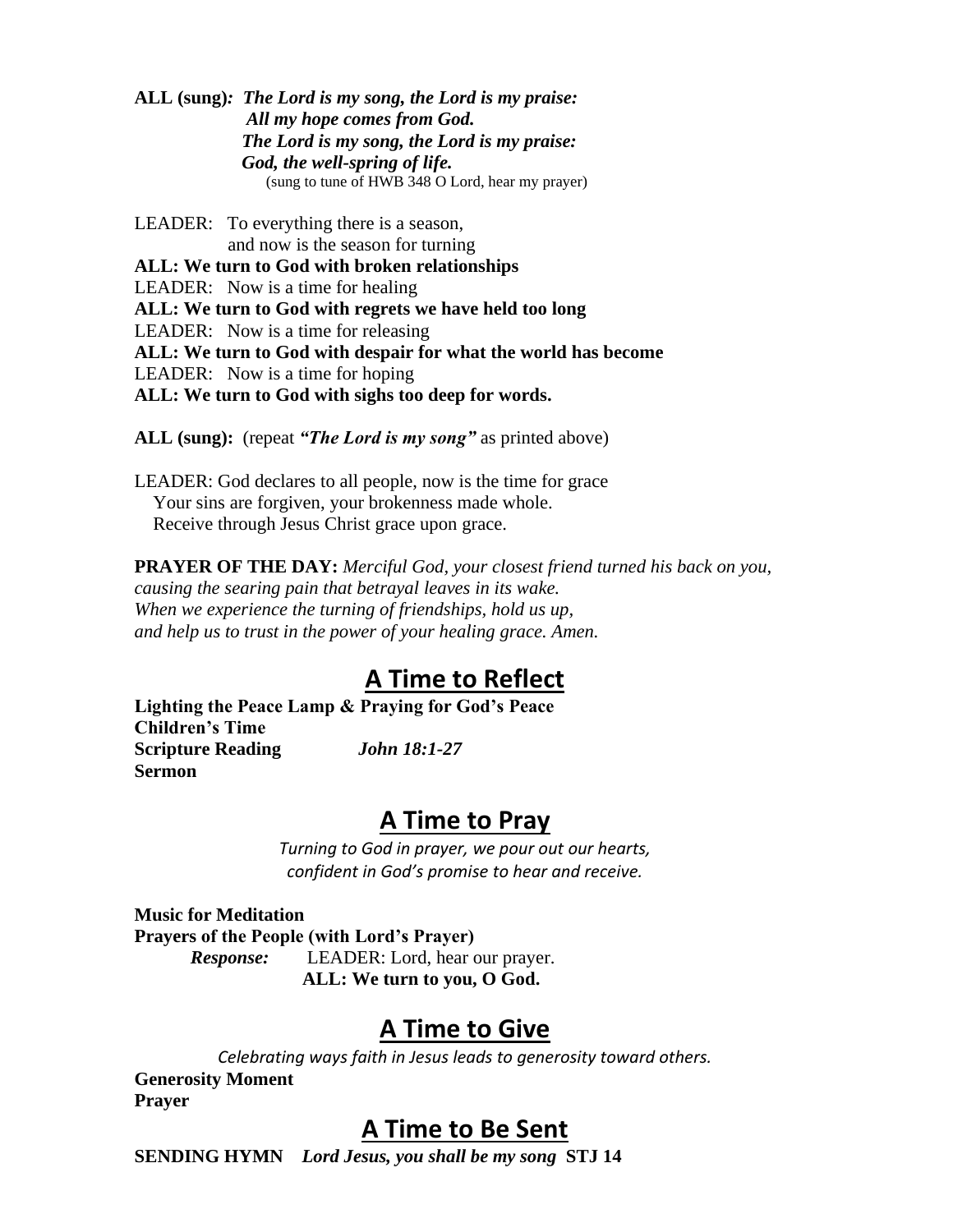**ALL (sung)***: The Lord is my song, the Lord is my praise:*
***All my hope comes from God.***
***The Lord is my song, the Lord is my praise:***
***God, the well-spring of life.***
(sung to tune of HWB 348 O Lord, hear my prayer)

LEADER: To everything there is a season,
and now is the season for turning
**ALL: We turn to God with broken relationships**
LEADER: Now is a time for healing
**ALL: We turn to God with regrets we have held too long**
LEADER: Now is a time for releasing
**ALL: We turn to God with despair for what the world has become**
LEADER: Now is a time for hoping
**ALL: We turn to God with sighs too deep for words.**

**ALL (sung):** (repeat ***"The Lord is my song"*** as printed above)

LEADER: God declares to all people, now is the time for grace
Your sins are forgiven, your brokenness made whole.
Receive through Jesus Christ grace upon grace.

**PRAYER OF THE DAY:** *Merciful God, your closest friend turned his back on you, causing the searing pain that betrayal leaves in its wake. When we experience the turning of friendships, hold us up, and help us to trust in the power of your healing grace. Amen.*

## A Time to Reflect

**Lighting the Peace Lamp & Praying for God's Peace**
**Children's Time**
**Scripture Reading** ***John 18:1-27***
**Sermon**

## A Time to Pray

*Turning to God in prayer, we pour out our hearts, confident in God's promise to hear and receive.*

**Music for Meditation**
**Prayers of the People (with Lord's Prayer)**
***Response:*** LEADER: Lord, hear our prayer.
**ALL: We turn to you, O God.**

## A Time to Give

*Celebrating ways faith in Jesus leads to generosity toward others.*

**Generosity Moment**
**Prayer**

## A Time to Be Sent

**SENDING HYMN** ***Lord Jesus, you shall be my song*** **STJ 14**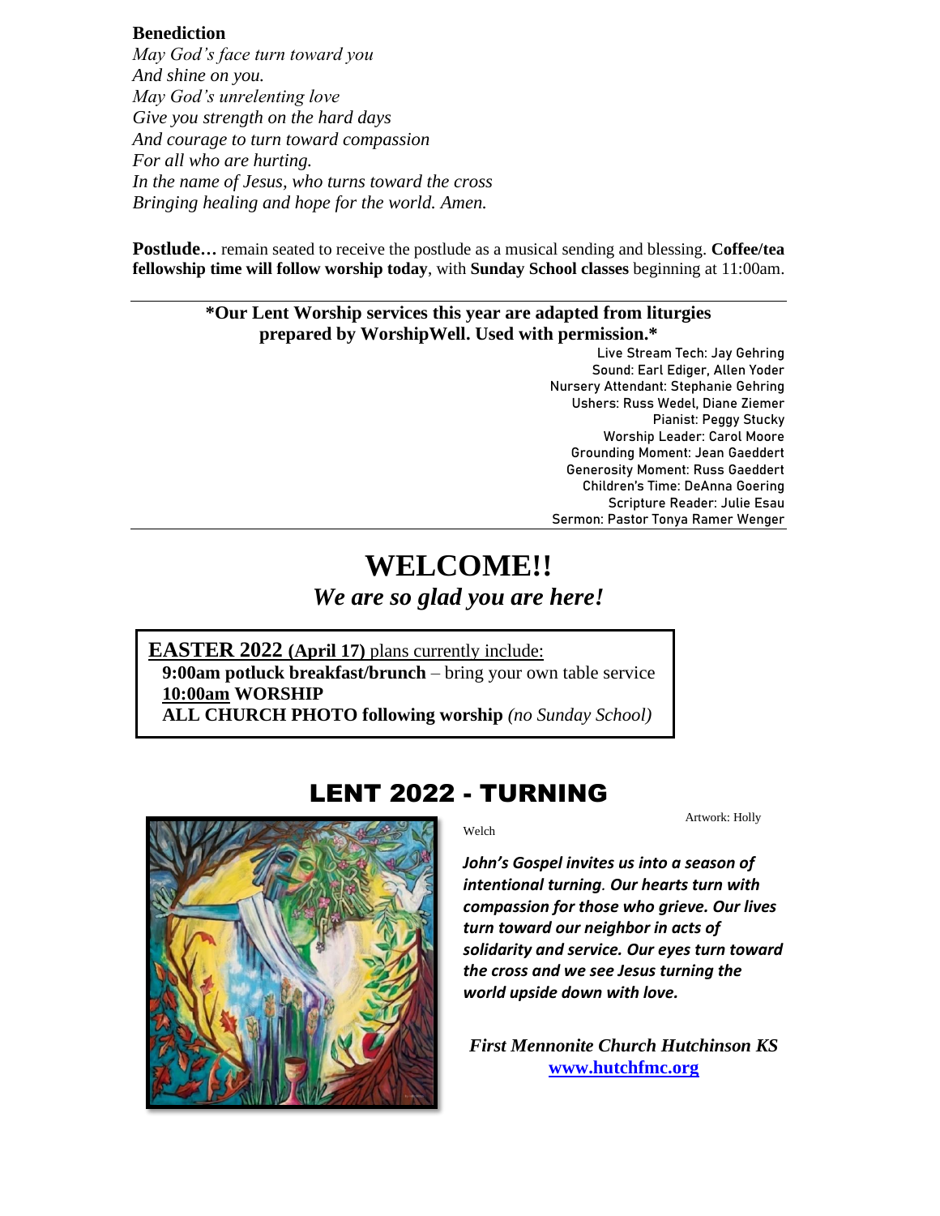**Benediction**

*May God's face turn toward you*
*And shine on you.*
*May God's unrelenting love*
*Give you strength on the hard days*
*And courage to turn toward compassion*
*For all who are hurting.*
*In the name of Jesus, who turns toward the cross*
*Bringing healing and hope for the world. Amen.*

**Postlude…** remain seated to receive the postlude as a musical sending and blessing. **Coffee/tea fellowship time will follow worship today**, with **Sunday School classes** beginning at 11:00am.

---

**\*Our Lent Worship services this year are adapted from liturgies prepared by WorshipWell. Used with permission.\***

Live Stream Tech: Jay Gehring
Sound: Earl Ediger, Allen Yoder
Nursery Attendant: Stephanie Gehring
Ushers: Russ Wedel, Diane Ziemer
Pianist: Peggy Stucky
Worship Leader: Carol Moore
Grounding Moment: Jean Gaeddert
Generosity Moment: Russ Gaeddert
Children's Time: DeAnna Goering
Scripture Reader: Julie Esau
Sermon: Pastor Tonya Ramer Wenger

---

# WELCOME!!

***We are so glad you are here!***

**EASTER 2022 (April 17)** plans currently include:
**9:00am potluck breakfast/brunch** – bring your own table service
**10:00am WORSHIP**
**ALL CHURCH PHOTO following worship** *(no Sunday School)*

## LENT 2022 - TURNING

Artwork: Holly Welch

***John's Gospel invites us into a season of intentional turning. Our hearts turn with compassion for those who grieve. Our lives turn toward our neighbor in acts of solidarity and service. Our eyes turn toward the cross and we see Jesus turning the world upside down with love.***

***First Mennonite Church Hutchinson KS***
**www.hutchfmc.org**